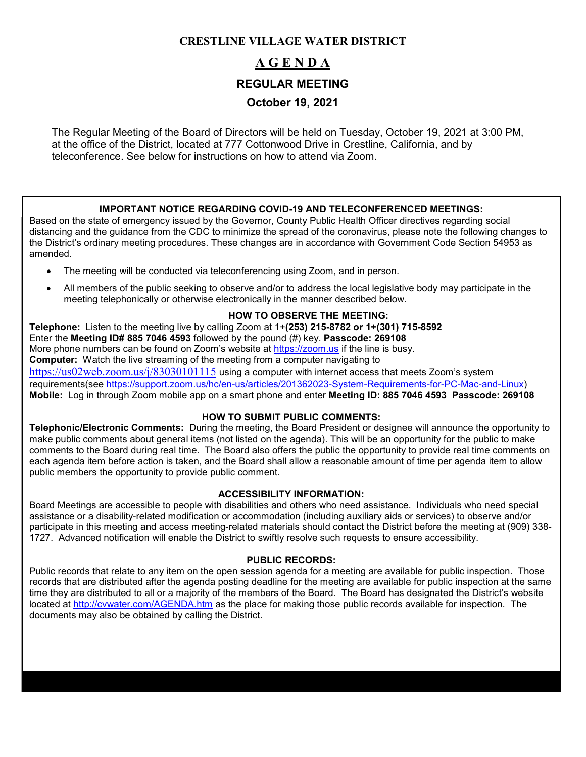**CRESTLINE VILLAGE WATER DISTRICT**

# A G E N D A

## REGULAR MEETING

## October 19, 2021

The Regular Meeting of the Board of Directors will be held on Tuesday, October 19, 2021 at 3:00 PM, at the office of the District, located at 777 Cottonwood Drive in Crestline, California, and by teleconference. See below for instructions on how to attend via Zoom.

**IMPORTANT NOTICE REGARDING COVID-19 AND TELECONFERENCED MEETINGS:**

Based on the state of emergency issued by the Governor, County Public Health Officer directives regarding social distancing and the guidance from the CDC to minimize the spread of the coronavirus, please note the following changes to the District's ordinary meeting procedures. These changes are in accordance with Government Code Section 54953 as amended.

- The meeting will be conducted via teleconferencing using Zoom, and in person.
- All members of the public seeking to observe and/or to address the local legislative body may participate in the meeting telephonically or otherwise electronically in the manner described below.

**HOW TO OBSERVE THE MEETING:**

**Telephone:** Listen to the meeting live by calling Zoom at 1+**(253) 215-8782 or 1+(301) 715-8592**
Enter the **Meeting ID# 885 7046 4593** followed by the pound (#) key. **Passcode: 269108**
More phone numbers can be found on Zoom's website at https://zoom.us if the line is busy.
**Computer:** Watch the live streaming of the meeting from a computer navigating to https://us02web.zoom.us/j/83030101115 using a computer with internet access that meets Zoom's system requirements(see https://support.zoom.us/hc/en-us/articles/201362023-System-Requirements-for-PC-Mac-and-Linux)
**Mobile:** Log in through Zoom mobile app on a smart phone and enter **Meeting ID: 885 7046 4593 Passcode: 269108**

**HOW TO SUBMIT PUBLIC COMMENTS:**

**Telephonic/Electronic Comments:** During the meeting, the Board President or designee will announce the opportunity to make public comments about general items (not listed on the agenda). This will be an opportunity for the public to make comments to the Board during real time. The Board also offers the public the opportunity to provide real time comments on each agenda item before action is taken, and the Board shall allow a reasonable amount of time per agenda item to allow public members the opportunity to provide public comment.

**ACCESSIBILITY INFORMATION:**

Board Meetings are accessible to people with disabilities and others who need assistance. Individuals who need special assistance or a disability-related modification or accommodation (including auxiliary aids or services) to observe and/or participate in this meeting and access meeting-related materials should contact the District before the meeting at (909) 338-1727. Advanced notification will enable the District to swiftly resolve such requests to ensure accessibility.

**PUBLIC RECORDS:**

Public records that relate to any item on the open session agenda for a meeting are available for public inspection. Those records that are distributed after the agenda posting deadline for the meeting are available for public inspection at the same time they are distributed to all or a majority of the members of the Board. The Board has designated the District's website located at http://cvwater.com/AGENDA.htm as the place for making those public records available for inspection. The documents may also be obtained by calling the District.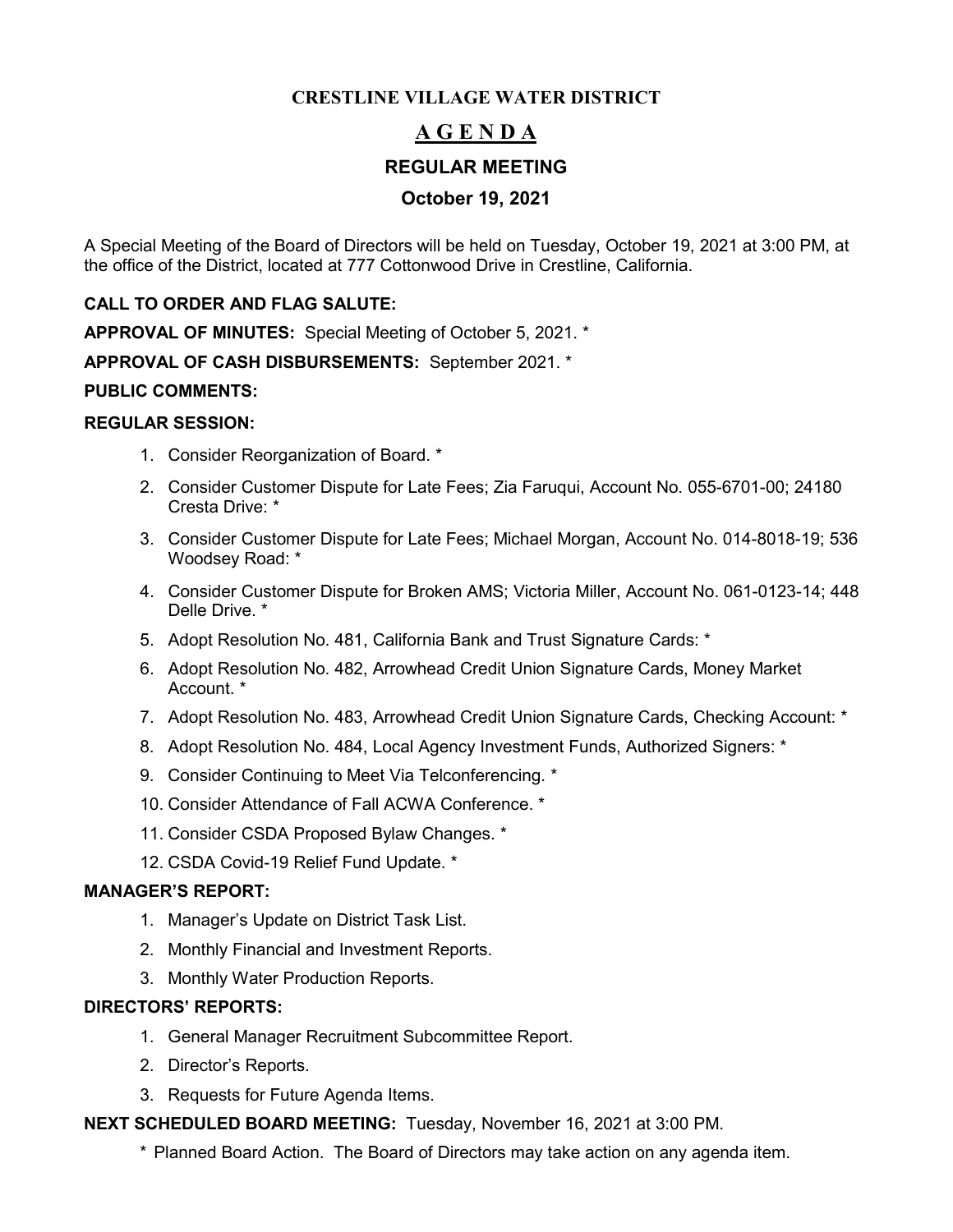**CRESTLINE VILLAGE WATER DISTRICT**

# A G E N D A

## REGULAR MEETING

## October 19, 2021

A Special Meeting of the Board of Directors will be held on Tuesday, October 19, 2021 at 3:00 PM, at the office of the District, located at 777 Cottonwood Drive in Crestline, California.

**CALL TO ORDER AND FLAG SALUTE:**

**APPROVAL OF MINUTES:** Special Meeting of October 5, 2021. *

**APPROVAL OF CASH DISBURSEMENTS:** September 2021. *

**PUBLIC COMMENTS:**

**REGULAR SESSION:**

1. Consider Reorganization of Board. *
2. Consider Customer Dispute for Late Fees; Zia Faruqui, Account No. 055-6701-00; 24180 Cresta Drive: *
3. Consider Customer Dispute for Late Fees; Michael Morgan, Account No. 014-8018-19; 536 Woodsey Road: *
4. Consider Customer Dispute for Broken AMS; Victoria Miller, Account No. 061-0123-14; 448 Delle Drive. *
5. Adopt Resolution No. 481, California Bank and Trust Signature Cards: *
6. Adopt Resolution No. 482, Arrowhead Credit Union Signature Cards, Money Market Account. *
7. Adopt Resolution No. 483, Arrowhead Credit Union Signature Cards, Checking Account: *
8. Adopt Resolution No. 484, Local Agency Investment Funds, Authorized Signers: *
9. Consider Continuing to Meet Via Telconferencing. *
10. Consider Attendance of Fall ACWA Conference. *
11. Consider CSDA Proposed Bylaw Changes. *
12. CSDA Covid-19 Relief Fund Update. *

**MANAGER'S REPORT:**

1. Manager's Update on District Task List.
2. Monthly Financial and Investment Reports.
3. Monthly Water Production Reports.

**DIRECTORS' REPORTS:**

1. General Manager Recruitment Subcommittee Report.
2. Director's Reports.
3. Requests for Future Agenda Items.

**NEXT SCHEDULED BOARD MEETING:** Tuesday, November 16, 2021 at 3:00 PM.

\* Planned Board Action. The Board of Directors may take action on any agenda item.